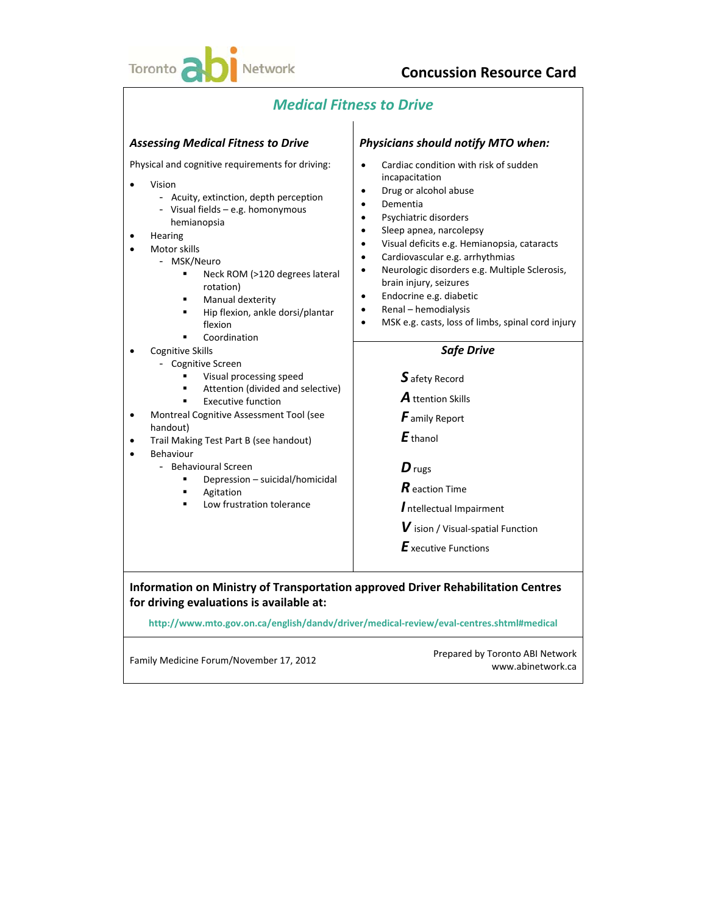Toronto abi Network

# Concussion Resource Card

## Medical Fitness to Drive

### Assessing Medical Fitness to Drive

Physical and cognitive requirements for driving:

- Vision
  - Acuity, extinction, depth perception
  - Visual fields – e.g. homonymous hemianopsia
- Hearing
- Motor skills
  - MSK/Neuro
    - Neck ROM (>120 degrees lateral rotation)
    - Manual dexterity
    - Hip flexion, ankle dorsi/plantar flexion
    - Coordination
- Cognitive Skills
  - Cognitive Screen
    - Visual processing speed
    - Attention (divided and selective)
    - Executive function
- Montreal Cognitive Assessment Tool (see handout)
- Trail Making Test Part B (see handout)
- Behaviour
  - Behavioural Screen
    - Depression – suicidal/homicidal
    - Agitation
    - Low frustration tolerance

### Physicians should notify MTO when:

- Cardiac condition with risk of sudden incapacitation
- Drug or alcohol abuse
- Dementia
- Psychiatric disorders
- Sleep apnea, narcolepsy
- Visual deficits e.g. Hemianopsia, cataracts
- Cardiovascular e.g. arrhythmias
- Neurologic disorders e.g. Multiple Sclerosis, brain injury, seizures
- Endocrine e.g. diabetic
- Renal – hemodialysis
- MSK e.g. casts, loss of limbs, spinal cord injury

### Safe Drive

**S** afety Record
**A** ttention Skills
**F** amily Report
**E** thanol

**D** rugs
**R** eaction Time
**I** ntellectual Impairment
**V** ision / Visual-spatial Function
**E** xecutive Functions

**Information on Ministry of Transportation approved Driver Rehabilitation Centres for driving evaluations is available at:**

http://www.mto.gov.on.ca/english/dandv/driver/medical-review/eval-centres.shtml#medical

Family Medicine Forum/November 17, 2012

Prepared by Toronto ABI Network
www.abinetwork.ca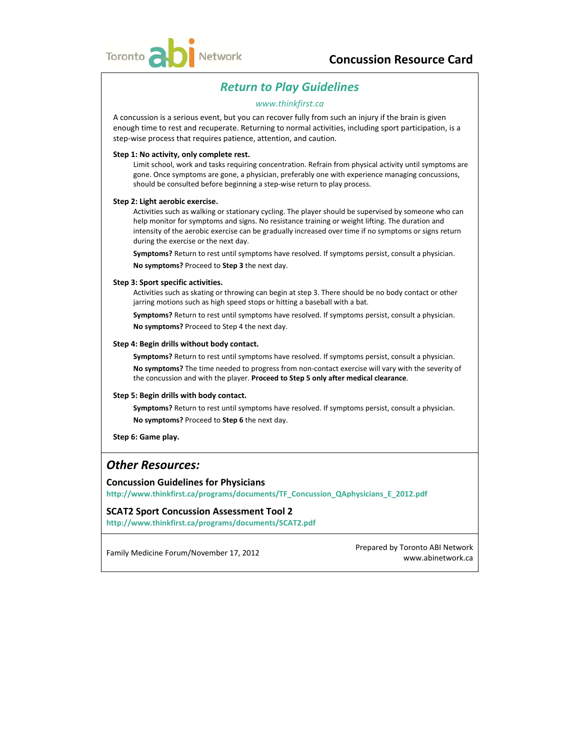Toronto abi Network

# Concussion Resource Card

## *Return to Play Guidelines*

*www.thinkfirst.ca*

A concussion is a serious event, but you can recover fully from such an injury if the brain is given enough time to rest and recuperate. Returning to normal activities, including sport participation, is a step-wise process that requires patience, attention, and caution.

**Step 1: No activity, only complete rest.**

Limit school, work and tasks requiring concentration. Refrain from physical activity until symptoms are gone. Once symptoms are gone, a physician, preferably one with experience managing concussions, should be consulted before beginning a step-wise return to play process.

**Step 2: Light aerobic exercise.**

Activities such as walking or stationary cycling. The player should be supervised by someone who can help monitor for symptoms and signs. No resistance training or weight lifting. The duration and intensity of the aerobic exercise can be gradually increased over time if no symptoms or signs return during the exercise or the next day.

**Symptoms?** Return to rest until symptoms have resolved. If symptoms persist, consult a physician.

**No symptoms?** Proceed to **Step 3** the next day.

**Step 3: Sport specific activities.**

Activities such as skating or throwing can begin at step 3. There should be no body contact or other jarring motions such as high speed stops or hitting a baseball with a bat.

**Symptoms?** Return to rest until symptoms have resolved. If symptoms persist, consult a physician.

**No symptoms?** Proceed to Step 4 the next day.

**Step 4: Begin drills without body contact.**

**Symptoms?** Return to rest until symptoms have resolved. If symptoms persist, consult a physician.

**No symptoms?** The time needed to progress from non-contact exercise will vary with the severity of the concussion and with the player. **Proceed to Step 5 only after medical clearance**.

**Step 5: Begin drills with body contact.**

**Symptoms?** Return to rest until symptoms have resolved. If symptoms persist, consult a physician.

**No symptoms?** Proceed to **Step 6** the next day.

**Step 6: Game play.**

## *Other Resources:*

### Concussion Guidelines for Physicians

http://www.thinkfirst.ca/programs/documents/TF_Concussion_QAphysicians_E_2012.pdf

### SCAT2 Sport Concussion Assessment Tool 2

http://www.thinkfirst.ca/programs/documents/SCAT2.pdf

Family Medicine Forum/November 17, 2012

Prepared by Toronto ABI Network
www.abinetwork.ca